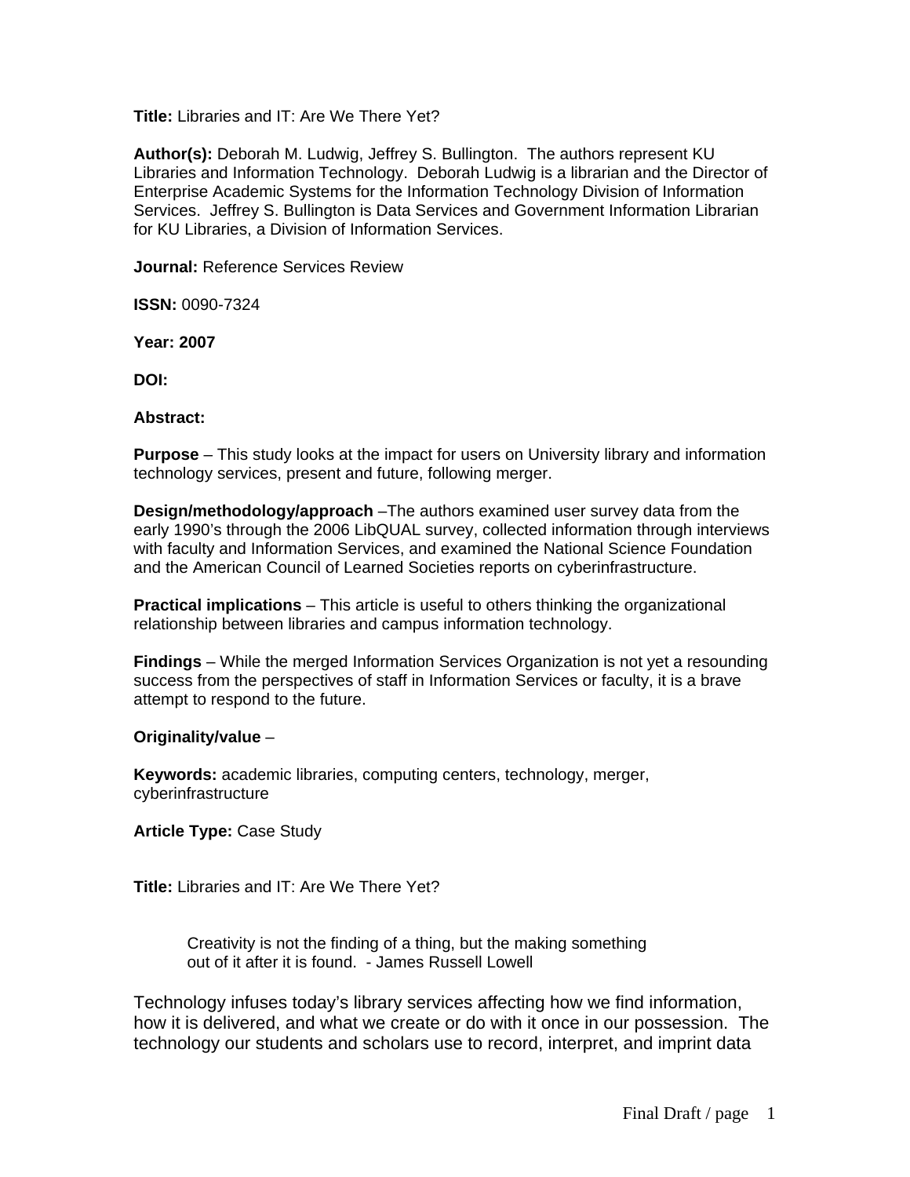**Title:** Libraries and IT: Are We There Yet?

**Author(s):** Deborah M. Ludwig, Jeffrey S. Bullington. The authors represent KU Libraries and Information Technology. Deborah Ludwig is a librarian and the Director of Enterprise Academic Systems for the Information Technology Division of Information Services. Jeffrey S. Bullington is Data Services and Government Information Librarian for KU Libraries, a Division of Information Services.

**Journal:** Reference Services Review

**ISSN:** 0090-7324

**Year: 2007**

**DOI:**

**Abstract:**

**Purpose** – This study looks at the impact for users on University library and information technology services, present and future, following merger.

**Design/methodology/approach** –The authors examined user survey data from the early 1990's through the 2006 LibQUAL survey, collected information through interviews with faculty and Information Services, and examined the National Science Foundation and the American Council of Learned Societies reports on cyberinfrastructure.

**Practical implications** – This article is useful to others thinking the organizational relationship between libraries and campus information technology.

**Findings** – While the merged Information Services Organization is not yet a resounding success from the perspectives of staff in Information Services or faculty, it is a brave attempt to respond to the future.

**Originality/value** –

**Keywords:** academic libraries, computing centers, technology, merger, cyberinfrastructure

**Article Type:** Case Study

**Title:** Libraries and IT: Are We There Yet?

> Creativity is not the finding of a thing, but the making something out of it after it is found. - James Russell Lowell

Technology infuses today's library services affecting how we find information, how it is delivered, and what we create or do with it once in our possession. The technology our students and scholars use to record, interpret, and imprint data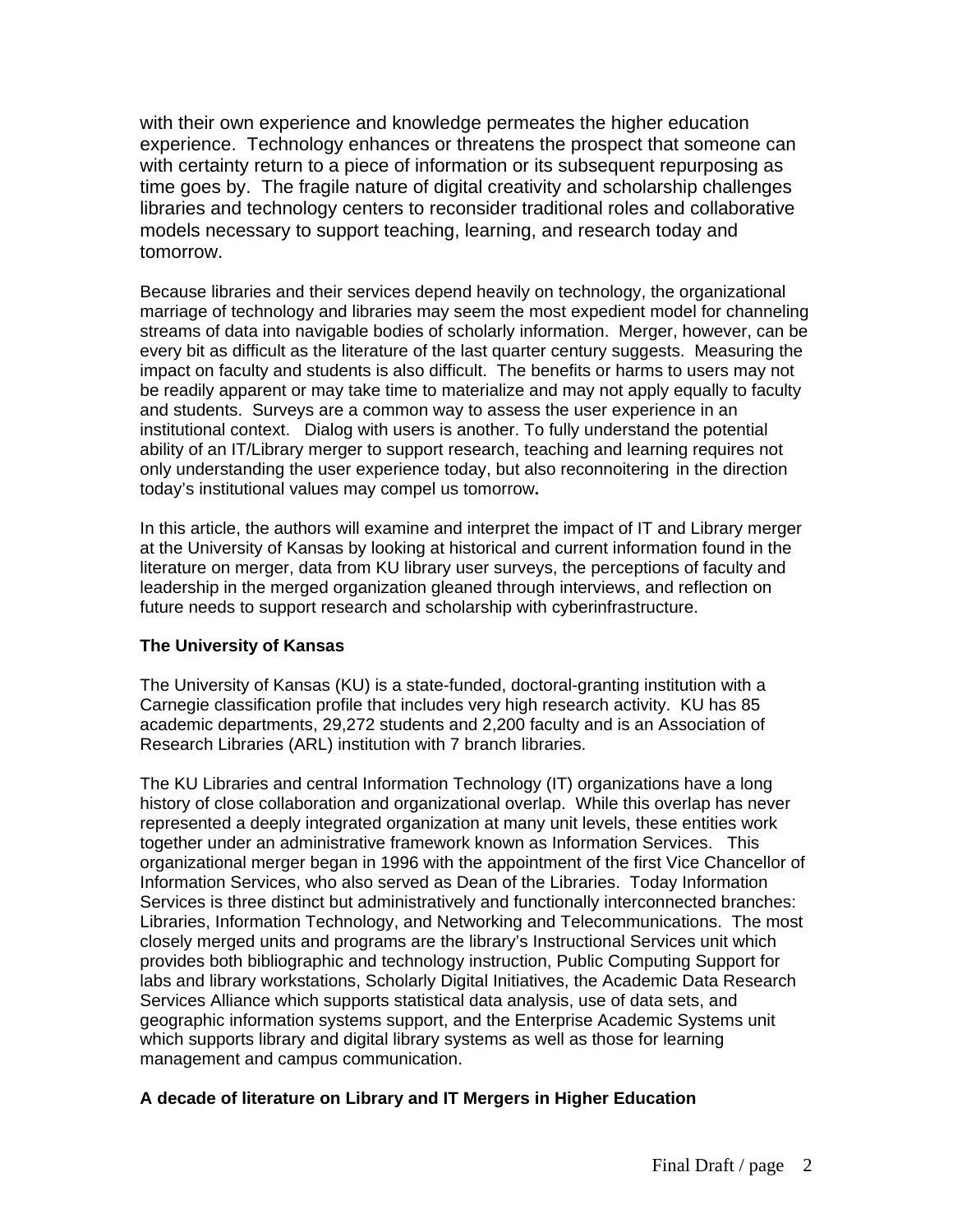with their own experience and knowledge permeates the higher education experience. Technology enhances or threatens the prospect that someone can with certainty return to a piece of information or its subsequent repurposing as time goes by. The fragile nature of digital creativity and scholarship challenges libraries and technology centers to reconsider traditional roles and collaborative models necessary to support teaching, learning, and research today and tomorrow.

Because libraries and their services depend heavily on technology, the organizational marriage of technology and libraries may seem the most expedient model for channeling streams of data into navigable bodies of scholarly information. Merger, however, can be every bit as difficult as the literature of the last quarter century suggests. Measuring the impact on faculty and students is also difficult. The benefits or harms to users may not be readily apparent or may take time to materialize and may not apply equally to faculty and students. Surveys are a common way to assess the user experience in an institutional context. Dialog with users is another. To fully understand the potential ability of an IT/Library merger to support research, teaching and learning requires not only understanding the user experience today, but also reconnoitering in the direction today's institutional values may compel us tomorrow**.**

In this article, the authors will examine and interpret the impact of IT and Library merger at the University of Kansas by looking at historical and current information found in the literature on merger, data from KU library user surveys, the perceptions of faculty and leadership in the merged organization gleaned through interviews, and reflection on future needs to support research and scholarship with cyberinfrastructure.

## The University of Kansas

The University of Kansas (KU) is a state-funded, doctoral-granting institution with a Carnegie classification profile that includes very high research activity. KU has 85 academic departments, 29,272 students and 2,200 faculty and is an Association of Research Libraries (ARL) institution with 7 branch libraries.

The KU Libraries and central Information Technology (IT) organizations have a long history of close collaboration and organizational overlap. While this overlap has never represented a deeply integrated organization at many unit levels, these entities work together under an administrative framework known as Information Services. This organizational merger began in 1996 with the appointment of the first Vice Chancellor of Information Services, who also served as Dean of the Libraries. Today Information Services is three distinct but administratively and functionally interconnected branches: Libraries, Information Technology, and Networking and Telecommunications. The most closely merged units and programs are the library's Instructional Services unit which provides both bibliographic and technology instruction, Public Computing Support for labs and library workstations, Scholarly Digital Initiatives, the Academic Data Research Services Alliance which supports statistical data analysis, use of data sets, and geographic information systems support, and the Enterprise Academic Systems unit which supports library and digital library systems as well as those for learning management and campus communication.

## A decade of literature on Library and IT Mergers in Higher Education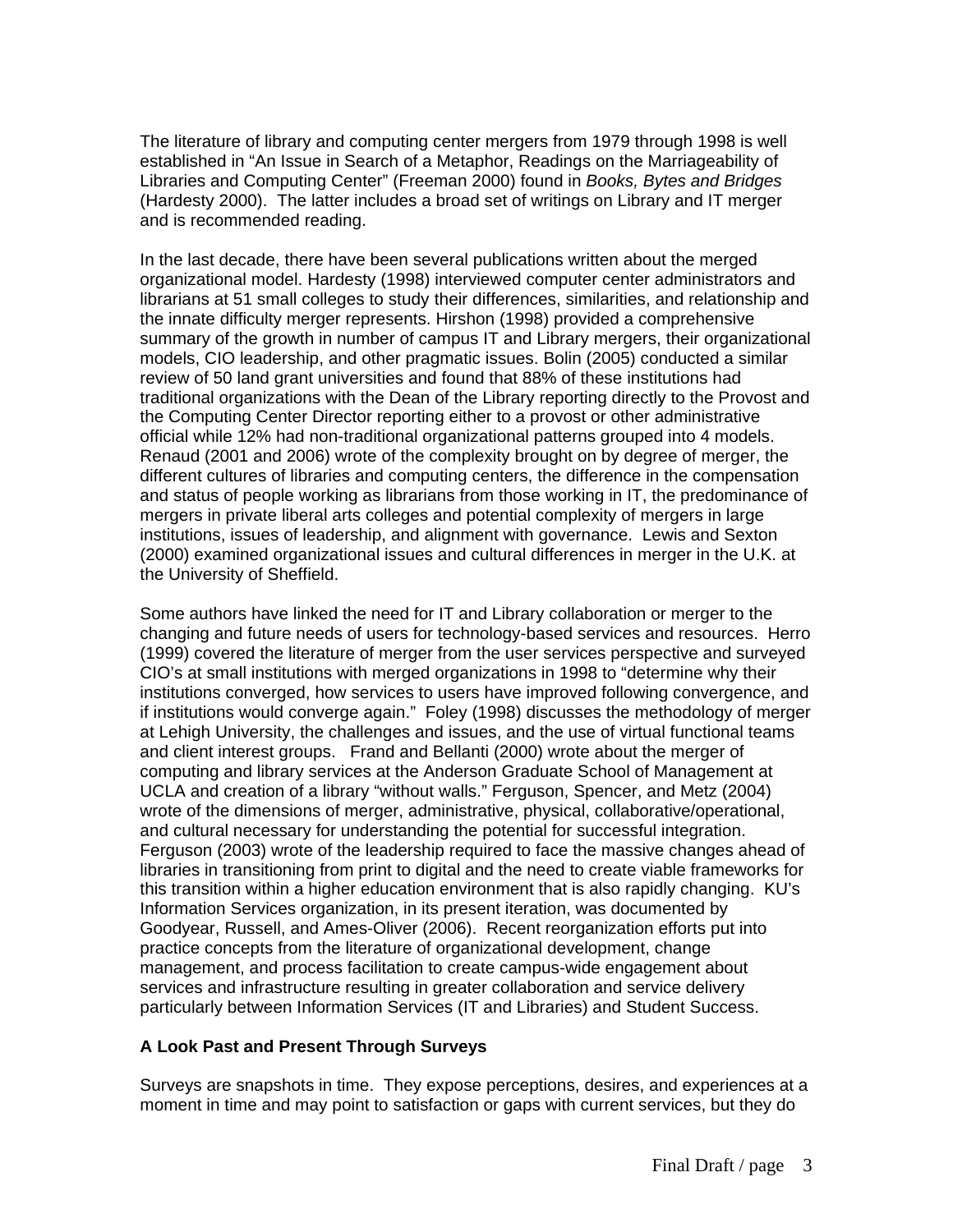The literature of library and computing center mergers from 1979 through 1998 is well established in "An Issue in Search of a Metaphor, Readings on the Marriageability of Libraries and Computing Center" (Freeman 2000) found in *Books, Bytes and Bridges* (Hardesty 2000). The latter includes a broad set of writings on Library and IT merger and is recommended reading.

In the last decade, there have been several publications written about the merged organizational model. Hardesty (1998) interviewed computer center administrators and librarians at 51 small colleges to study their differences, similarities, and relationship and the innate difficulty merger represents. Hirshon (1998) provided a comprehensive summary of the growth in number of campus IT and Library mergers, their organizational models, CIO leadership, and other pragmatic issues. Bolin (2005) conducted a similar review of 50 land grant universities and found that 88% of these institutions had traditional organizations with the Dean of the Library reporting directly to the Provost and the Computing Center Director reporting either to a provost or other administrative official while 12% had non-traditional organizational patterns grouped into 4 models. Renaud (2001 and 2006) wrote of the complexity brought on by degree of merger, the different cultures of libraries and computing centers, the difference in the compensation and status of people working as librarians from those working in IT, the predominance of mergers in private liberal arts colleges and potential complexity of mergers in large institutions, issues of leadership, and alignment with governance. Lewis and Sexton (2000) examined organizational issues and cultural differences in merger in the U.K. at the University of Sheffield.

Some authors have linked the need for IT and Library collaboration or merger to the changing and future needs of users for technology-based services and resources. Herro (1999) covered the literature of merger from the user services perspective and surveyed CIO's at small institutions with merged organizations in 1998 to "determine why their institutions converged, how services to users have improved following convergence, and if institutions would converge again." Foley (1998) discusses the methodology of merger at Lehigh University, the challenges and issues, and the use of virtual functional teams and client interest groups. Frand and Bellanti (2000) wrote about the merger of computing and library services at the Anderson Graduate School of Management at UCLA and creation of a library "without walls." Ferguson, Spencer, and Metz (2004) wrote of the dimensions of merger, administrative, physical, collaborative/operational, and cultural necessary for understanding the potential for successful integration. Ferguson (2003) wrote of the leadership required to face the massive changes ahead of libraries in transitioning from print to digital and the need to create viable frameworks for this transition within a higher education environment that is also rapidly changing. KU's Information Services organization, in its present iteration, was documented by Goodyear, Russell, and Ames-Oliver (2006). Recent reorganization efforts put into practice concepts from the literature of organizational development, change management, and process facilitation to create campus-wide engagement about services and infrastructure resulting in greater collaboration and service delivery particularly between Information Services (IT and Libraries) and Student Success.

**A Look Past and Present Through Surveys**

Surveys are snapshots in time. They expose perceptions, desires, and experiences at a moment in time and may point to satisfaction or gaps with current services, but they do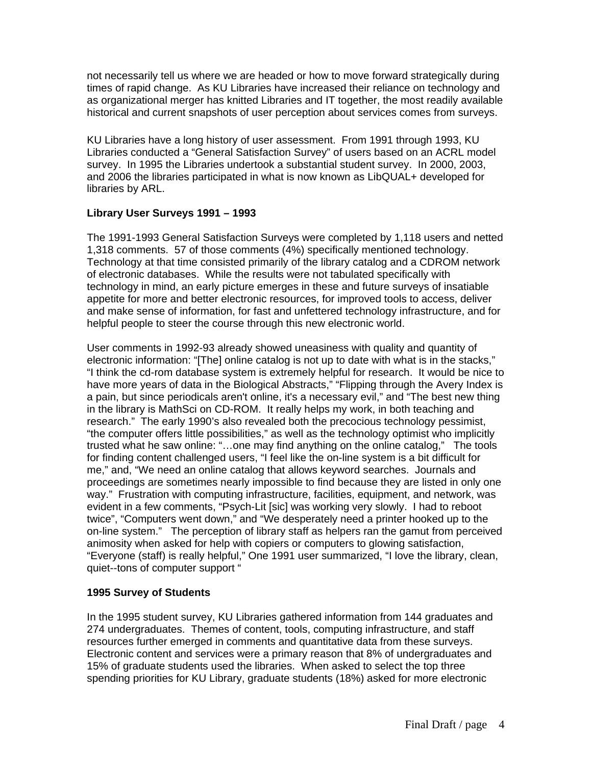not necessarily tell us where we are headed or how to move forward strategically during times of rapid change. As KU Libraries have increased their reliance on technology and as organizational merger has knitted Libraries and IT together, the most readily available historical and current snapshots of user perception about services comes from surveys.

KU Libraries have a long history of user assessment. From 1991 through 1993, KU Libraries conducted a "General Satisfaction Survey" of users based on an ACRL model survey. In 1995 the Libraries undertook a substantial student survey. In 2000, 2003, and 2006 the libraries participated in what is now known as LibQUAL+ developed for libraries by ARL.

**Library User Surveys 1991 – 1993**

The 1991-1993 General Satisfaction Surveys were completed by 1,118 users and netted 1,318 comments. 57 of those comments (4%) specifically mentioned technology. Technology at that time consisted primarily of the library catalog and a CDROM network of electronic databases. While the results were not tabulated specifically with technology in mind, an early picture emerges in these and future surveys of insatiable appetite for more and better electronic resources, for improved tools to access, deliver and make sense of information, for fast and unfettered technology infrastructure, and for helpful people to steer the course through this new electronic world.

User comments in 1992-93 already showed uneasiness with quality and quantity of electronic information: "[The] online catalog is not up to date with what is in the stacks," "I think the cd-rom database system is extremely helpful for research. It would be nice to have more years of data in the Biological Abstracts," "Flipping through the Avery Index is a pain, but since periodicals aren't online, it's a necessary evil," and "The best new thing in the library is MathSci on CD-ROM. It really helps my work, in both teaching and research." The early 1990's also revealed both the precocious technology pessimist, "the computer offers little possibilities," as well as the technology optimist who implicitly trusted what he saw online: "…one may find anything on the online catalog," The tools for finding content challenged users, "I feel like the on-line system is a bit difficult for me," and, "We need an online catalog that allows keyword searches. Journals and proceedings are sometimes nearly impossible to find because they are listed in only one way." Frustration with computing infrastructure, facilities, equipment, and network, was evident in a few comments, "Psych-Lit [sic] was working very slowly. I had to reboot twice", "Computers went down," and "We desperately need a printer hooked up to the on-line system." The perception of library staff as helpers ran the gamut from perceived animosity when asked for help with copiers or computers to glowing satisfaction, "Everyone (staff) is really helpful," One 1991 user summarized, "I love the library, clean, quiet--tons of computer support "

**1995 Survey of Students**

In the 1995 student survey, KU Libraries gathered information from 144 graduates and 274 undergraduates. Themes of content, tools, computing infrastructure, and staff resources further emerged in comments and quantitative data from these surveys. Electronic content and services were a primary reason that 8% of undergraduates and 15% of graduate students used the libraries. When asked to select the top three spending priorities for KU Library, graduate students (18%) asked for more electronic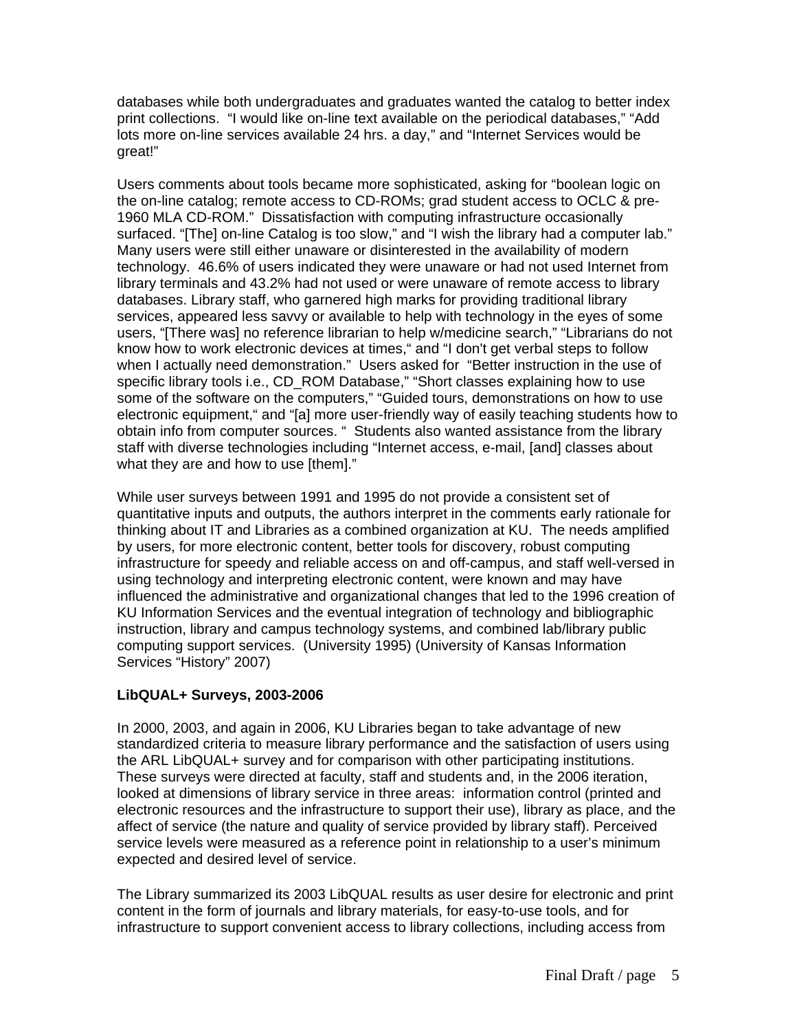databases while both undergraduates and graduates wanted the catalog to better index print collections. "I would like on-line text available on the periodical databases," "Add lots more on-line services available 24 hrs. a day," and "Internet Services would be great!"

Users comments about tools became more sophisticated, asking for "boolean logic on the on-line catalog; remote access to CD-ROMs; grad student access to OCLC & pre-1960 MLA CD-ROM." Dissatisfaction with computing infrastructure occasionally surfaced. "[The] on-line Catalog is too slow," and "I wish the library had a computer lab." Many users were still either unaware or disinterested in the availability of modern technology. 46.6% of users indicated they were unaware or had not used Internet from library terminals and 43.2% had not used or were unaware of remote access to library databases. Library staff, who garnered high marks for providing traditional library services, appeared less savvy or available to help with technology in the eyes of some users, "[There was] no reference librarian to help w/medicine search," "Librarians do not know how to work electronic devices at times," and "I don't get verbal steps to follow when I actually need demonstration." Users asked for "Better instruction in the use of specific library tools i.e., CD_ROM Database," "Short classes explaining how to use some of the software on the computers," "Guided tours, demonstrations on how to use electronic equipment," and "[a] more user-friendly way of easily teaching students how to obtain info from computer sources. " Students also wanted assistance from the library staff with diverse technologies including "Internet access, e-mail, [and] classes about what they are and how to use [them]."

While user surveys between 1991 and 1995 do not provide a consistent set of quantitative inputs and outputs, the authors interpret in the comments early rationale for thinking about IT and Libraries as a combined organization at KU. The needs amplified by users, for more electronic content, better tools for discovery, robust computing infrastructure for speedy and reliable access on and off-campus, and staff well-versed in using technology and interpreting electronic content, were known and may have influenced the administrative and organizational changes that led to the 1996 creation of KU Information Services and the eventual integration of technology and bibliographic instruction, library and campus technology systems, and combined lab/library public computing support services. (University 1995) (University of Kansas Information Services "History" 2007)

**LibQUAL+ Surveys, 2003-2006**

In 2000, 2003, and again in 2006, KU Libraries began to take advantage of new standardized criteria to measure library performance and the satisfaction of users using the ARL LibQUAL+ survey and for comparison with other participating institutions. These surveys were directed at faculty, staff and students and, in the 2006 iteration, looked at dimensions of library service in three areas: information control (printed and electronic resources and the infrastructure to support their use), library as place, and the affect of service (the nature and quality of service provided by library staff). Perceived service levels were measured as a reference point in relationship to a user's minimum expected and desired level of service.

The Library summarized its 2003 LibQUAL results as user desire for electronic and print content in the form of journals and library materials, for easy-to-use tools, and for infrastructure to support convenient access to library collections, including access from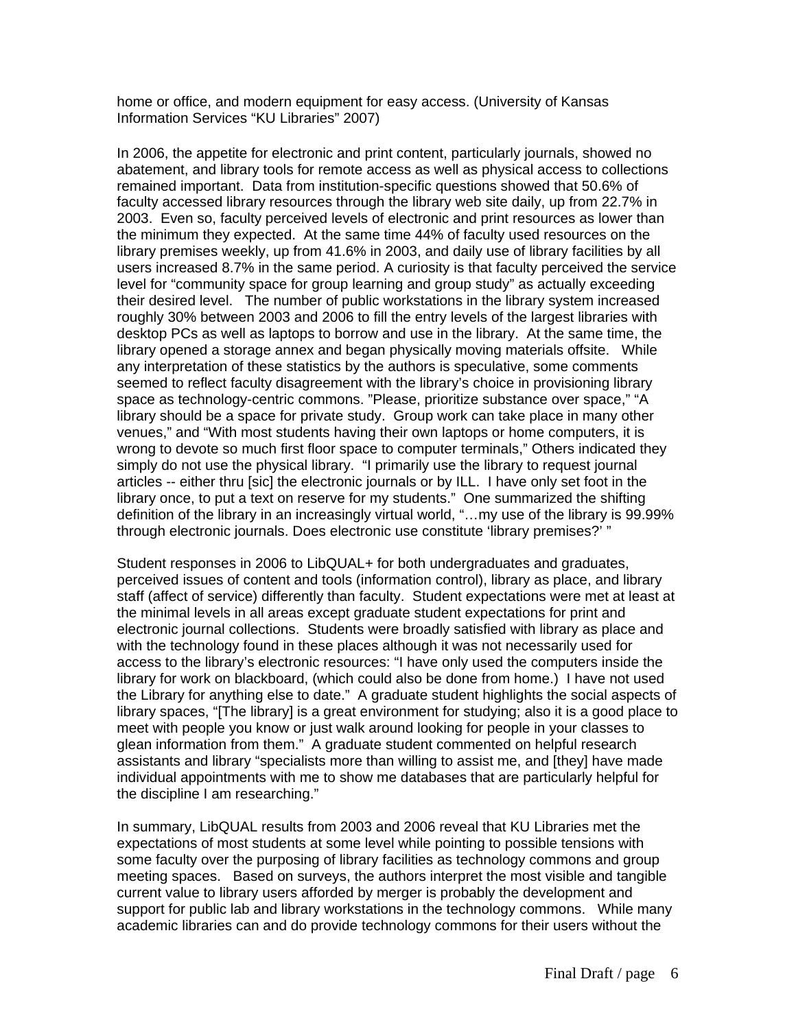home or office, and modern equipment for easy access. (University of Kansas Information Services "KU Libraries" 2007)

In 2006, the appetite for electronic and print content, particularly journals, showed no abatement, and library tools for remote access as well as physical access to collections remained important. Data from institution-specific questions showed that 50.6% of faculty accessed library resources through the library web site daily, up from 22.7% in 2003. Even so, faculty perceived levels of electronic and print resources as lower than the minimum they expected. At the same time 44% of faculty used resources on the library premises weekly, up from 41.6% in 2003, and daily use of library facilities by all users increased 8.7% in the same period. A curiosity is that faculty perceived the service level for "community space for group learning and group study" as actually exceeding their desired level. The number of public workstations in the library system increased roughly 30% between 2003 and 2006 to fill the entry levels of the largest libraries with desktop PCs as well as laptops to borrow and use in the library. At the same time, the library opened a storage annex and began physically moving materials offsite. While any interpretation of these statistics by the authors is speculative, some comments seemed to reflect faculty disagreement with the library's choice in provisioning library space as technology-centric commons. "Please, prioritize substance over space," "A library should be a space for private study. Group work can take place in many other venues," and "With most students having their own laptops or home computers, it is wrong to devote so much first floor space to computer terminals," Others indicated they simply do not use the physical library. "I primarily use the library to request journal articles -- either thru [sic] the electronic journals or by ILL. I have only set foot in the library once, to put a text on reserve for my students." One summarized the shifting definition of the library in an increasingly virtual world, "…my use of the library is 99.99% through electronic journals. Does electronic use constitute 'library premises?' "

Student responses in 2006 to LibQUAL+ for both undergraduates and graduates, perceived issues of content and tools (information control), library as place, and library staff (affect of service) differently than faculty. Student expectations were met at least at the minimal levels in all areas except graduate student expectations for print and electronic journal collections. Students were broadly satisfied with library as place and with the technology found in these places although it was not necessarily used for access to the library's electronic resources: "I have only used the computers inside the library for work on blackboard, (which could also be done from home.) I have not used the Library for anything else to date." A graduate student highlights the social aspects of library spaces, "[The library] is a great environment for studying; also it is a good place to meet with people you know or just walk around looking for people in your classes to glean information from them." A graduate student commented on helpful research assistants and library "specialists more than willing to assist me, and [they] have made individual appointments with me to show me databases that are particularly helpful for the discipline I am researching."

In summary, LibQUAL results from 2003 and 2006 reveal that KU Libraries met the expectations of most students at some level while pointing to possible tensions with some faculty over the purposing of library facilities as technology commons and group meeting spaces. Based on surveys, the authors interpret the most visible and tangible current value to library users afforded by merger is probably the development and support for public lab and library workstations in the technology commons. While many academic libraries can and do provide technology commons for their users without the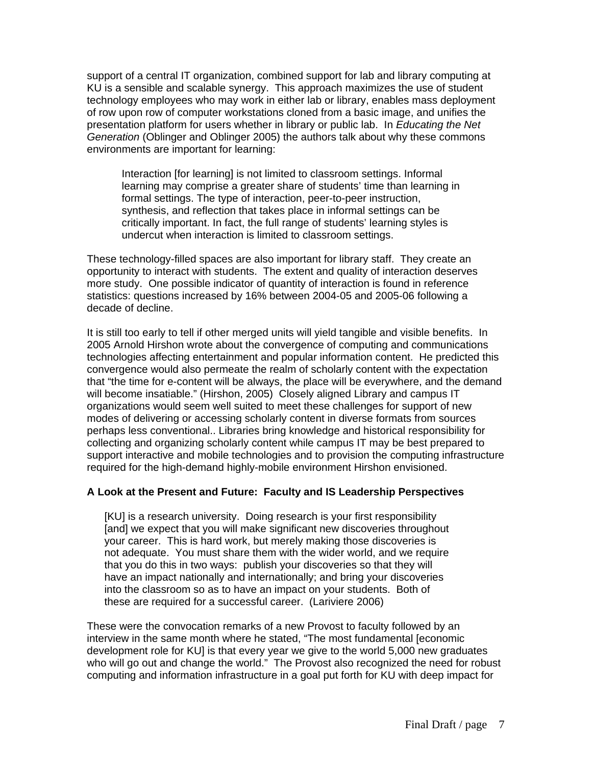support of a central IT organization, combined support for lab and library computing at KU is a sensible and scalable synergy. This approach maximizes the use of student technology employees who may work in either lab or library, enables mass deployment of row upon row of computer workstations cloned from a basic image, and unifies the presentation platform for users whether in library or public lab. In *Educating the Net Generation* (Oblinger and Oblinger 2005) the authors talk about why these commons environments are important for learning:

> Interaction [for learning] is not limited to classroom settings. Informal learning may comprise a greater share of students' time than learning in formal settings. The type of interaction, peer-to-peer instruction, synthesis, and reflection that takes place in informal settings can be critically important. In fact, the full range of students' learning styles is undercut when interaction is limited to classroom settings.

These technology-filled spaces are also important for library staff. They create an opportunity to interact with students. The extent and quality of interaction deserves more study. One possible indicator of quantity of interaction is found in reference statistics: questions increased by 16% between 2004-05 and 2005-06 following a decade of decline.

It is still too early to tell if other merged units will yield tangible and visible benefits. In 2005 Arnold Hirshon wrote about the convergence of computing and communications technologies affecting entertainment and popular information content. He predicted this convergence would also permeate the realm of scholarly content with the expectation that "the time for e-content will be always, the place will be everywhere, and the demand will become insatiable." (Hirshon, 2005) Closely aligned Library and campus IT organizations would seem well suited to meet these challenges for support of new modes of delivering or accessing scholarly content in diverse formats from sources perhaps less conventional.. Libraries bring knowledge and historical responsibility for collecting and organizing scholarly content while campus IT may be best prepared to support interactive and mobile technologies and to provision the computing infrastructure required for the high-demand highly-mobile environment Hirshon envisioned.

**A Look at the Present and Future: Faculty and IS Leadership Perspectives**

> [KU] is a research university. Doing research is your first responsibility [and] we expect that you will make significant new discoveries throughout your career. This is hard work, but merely making those discoveries is not adequate. You must share them with the wider world, and we require that you do this in two ways: publish your discoveries so that they will have an impact nationally and internationally; and bring your discoveries into the classroom so as to have an impact on your students. Both of these are required for a successful career. (Lariviere 2006)

These were the convocation remarks of a new Provost to faculty followed by an interview in the same month where he stated, "The most fundamental [economic development role for KU] is that every year we give to the world 5,000 new graduates who will go out and change the world." The Provost also recognized the need for robust computing and information infrastructure in a goal put forth for KU with deep impact for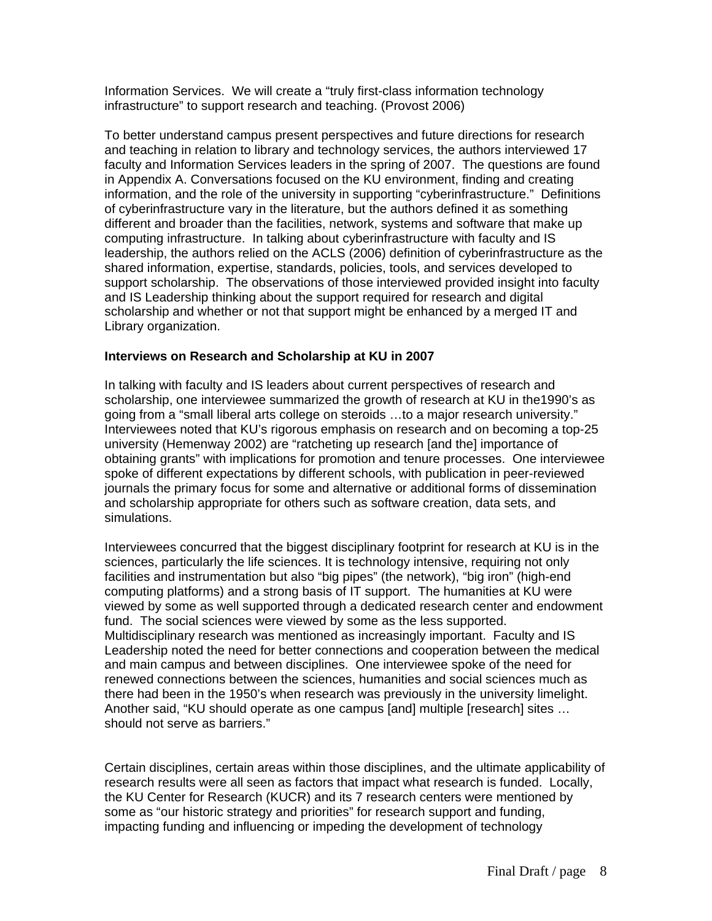Information Services. We will create a “truly first-class information technology infrastructure” to support research and teaching. (Provost 2006)

To better understand campus present perspectives and future directions for research and teaching in relation to library and technology services, the authors interviewed 17 faculty and Information Services leaders in the spring of 2007. The questions are found in Appendix A. Conversations focused on the KU environment, finding and creating information, and the role of the university in supporting “cyberinfrastructure.” Definitions of cyberinfrastructure vary in the literature, but the authors defined it as something different and broader than the facilities, network, systems and software that make up computing infrastructure. In talking about cyberinfrastructure with faculty and IS leadership, the authors relied on the ACLS (2006) definition of cyberinfrastructure as the shared information, expertise, standards, policies, tools, and services developed to support scholarship. The observations of those interviewed provided insight into faculty and IS Leadership thinking about the support required for research and digital scholarship and whether or not that support might be enhanced by a merged IT and Library organization.

**Interviews on Research and Scholarship at KU in 2007**

In talking with faculty and IS leaders about current perspectives of research and scholarship, one interviewee summarized the growth of research at KU in the1990’s as going from a “small liberal arts college on steroids …to a major research university.” Interviewees noted that KU’s rigorous emphasis on research and on becoming a top-25 university (Hemenway 2002) are “ratcheting up research [and the] importance of obtaining grants” with implications for promotion and tenure processes. One interviewee spoke of different expectations by different schools, with publication in peer-reviewed journals the primary focus for some and alternative or additional forms of dissemination and scholarship appropriate for others such as software creation, data sets, and simulations.

Interviewees concurred that the biggest disciplinary footprint for research at KU is in the sciences, particularly the life sciences. It is technology intensive, requiring not only facilities and instrumentation but also “big pipes” (the network), “big iron” (high-end computing platforms) and a strong basis of IT support. The humanities at KU were viewed by some as well supported through a dedicated research center and endowment fund. The social sciences were viewed by some as the less supported. Multidisciplinary research was mentioned as increasingly important. Faculty and IS Leadership noted the need for better connections and cooperation between the medical and main campus and between disciplines. One interviewee spoke of the need for renewed connections between the sciences, humanities and social sciences much as there had been in the 1950’s when research was previously in the university limelight. Another said, “KU should operate as one campus [and] multiple [research] sites … should not serve as barriers.”

Certain disciplines, certain areas within those disciplines, and the ultimate applicability of research results were all seen as factors that impact what research is funded. Locally, the KU Center for Research (KUCR) and its 7 research centers were mentioned by some as “our historic strategy and priorities” for research support and funding, impacting funding and influencing or impeding the development of technology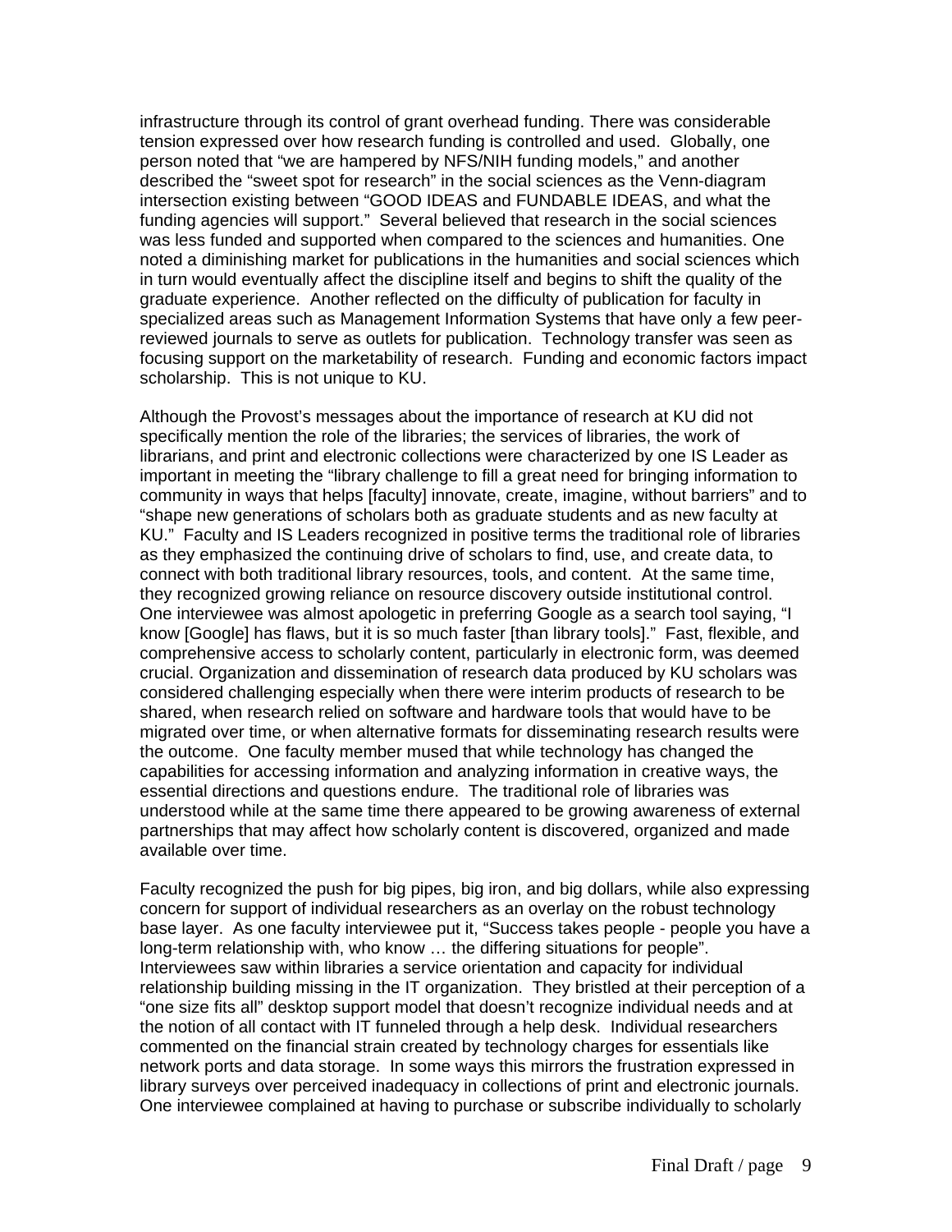infrastructure through its control of grant overhead funding. There was considerable tension expressed over how research funding is controlled and used. Globally, one person noted that "we are hampered by NFS/NIH funding models," and another described the "sweet spot for research" in the social sciences as the Venn-diagram intersection existing between "GOOD IDEAS and FUNDABLE IDEAS, and what the funding agencies will support." Several believed that research in the social sciences was less funded and supported when compared to the sciences and humanities. One noted a diminishing market for publications in the humanities and social sciences which in turn would eventually affect the discipline itself and begins to shift the quality of the graduate experience. Another reflected on the difficulty of publication for faculty in specialized areas such as Management Information Systems that have only a few peer-reviewed journals to serve as outlets for publication. Technology transfer was seen as focusing support on the marketability of research. Funding and economic factors impact scholarship. This is not unique to KU.

Although the Provost's messages about the importance of research at KU did not specifically mention the role of the libraries; the services of libraries, the work of librarians, and print and electronic collections were characterized by one IS Leader as important in meeting the "library challenge to fill a great need for bringing information to community in ways that helps [faculty] innovate, create, imagine, without barriers" and to "shape new generations of scholars both as graduate students and as new faculty at KU." Faculty and IS Leaders recognized in positive terms the traditional role of libraries as they emphasized the continuing drive of scholars to find, use, and create data, to connect with both traditional library resources, tools, and content. At the same time, they recognized growing reliance on resource discovery outside institutional control. One interviewee was almost apologetic in preferring Google as a search tool saying, "I know [Google] has flaws, but it is so much faster [than library tools]." Fast, flexible, and comprehensive access to scholarly content, particularly in electronic form, was deemed crucial. Organization and dissemination of research data produced by KU scholars was considered challenging especially when there were interim products of research to be shared, when research relied on software and hardware tools that would have to be migrated over time, or when alternative formats for disseminating research results were the outcome. One faculty member mused that while technology has changed the capabilities for accessing information and analyzing information in creative ways, the essential directions and questions endure. The traditional role of libraries was understood while at the same time there appeared to be growing awareness of external partnerships that may affect how scholarly content is discovered, organized and made available over time.

Faculty recognized the push for big pipes, big iron, and big dollars, while also expressing concern for support of individual researchers as an overlay on the robust technology base layer. As one faculty interviewee put it, "Success takes people - people you have a long-term relationship with, who know … the differing situations for people". Interviewees saw within libraries a service orientation and capacity for individual relationship building missing in the IT organization. They bristled at their perception of a "one size fits all" desktop support model that doesn't recognize individual needs and at the notion of all contact with IT funneled through a help desk. Individual researchers commented on the financial strain created by technology charges for essentials like network ports and data storage. In some ways this mirrors the frustration expressed in library surveys over perceived inadequacy in collections of print and electronic journals. One interviewee complained at having to purchase or subscribe individually to scholarly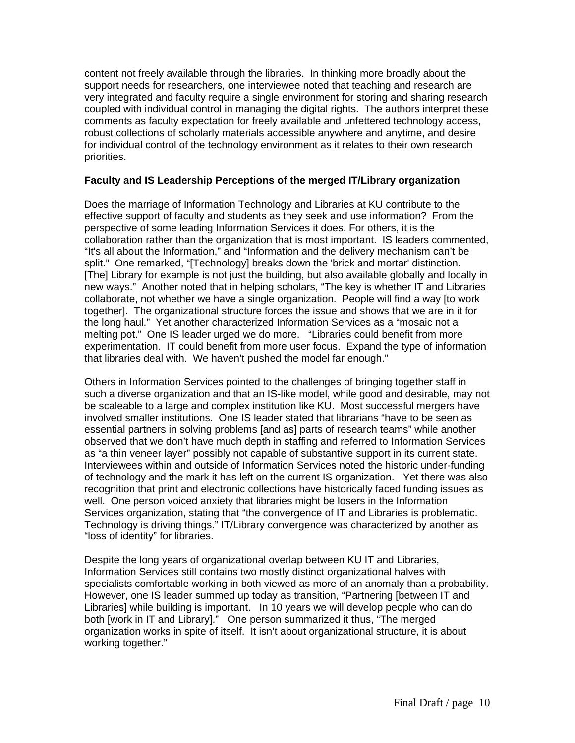content not freely available through the libraries. In thinking more broadly about the support needs for researchers, one interviewee noted that teaching and research are very integrated and faculty require a single environment for storing and sharing research coupled with individual control in managing the digital rights. The authors interpret these comments as faculty expectation for freely available and unfettered technology access, robust collections of scholarly materials accessible anywhere and anytime, and desire for individual control of the technology environment as it relates to their own research priorities.

**Faculty and IS Leadership Perceptions of the merged IT/Library organization**

Does the marriage of Information Technology and Libraries at KU contribute to the effective support of faculty and students as they seek and use information? From the perspective of some leading Information Services it does. For others, it is the collaboration rather than the organization that is most important. IS leaders commented, "It's all about the Information," and "Information and the delivery mechanism can't be split." One remarked, "[Technology] breaks down the 'brick and mortar' distinction. [The] Library for example is not just the building, but also available globally and locally in new ways." Another noted that in helping scholars, "The key is whether IT and Libraries collaborate, not whether we have a single organization. People will find a way [to work together]. The organizational structure forces the issue and shows that we are in it for the long haul." Yet another characterized Information Services as a "mosaic not a melting pot." One IS leader urged we do more. "Libraries could benefit from more experimentation. IT could benefit from more user focus. Expand the type of information that libraries deal with. We haven't pushed the model far enough."

Others in Information Services pointed to the challenges of bringing together staff in such a diverse organization and that an IS-like model, while good and desirable, may not be scaleable to a large and complex institution like KU. Most successful mergers have involved smaller institutions. One IS leader stated that librarians "have to be seen as essential partners in solving problems [and as] parts of research teams" while another observed that we don't have much depth in staffing and referred to Information Services as "a thin veneer layer" possibly not capable of substantive support in its current state. Interviewees within and outside of Information Services noted the historic under-funding of technology and the mark it has left on the current IS organization. Yet there was also recognition that print and electronic collections have historically faced funding issues as well. One person voiced anxiety that libraries might be losers in the Information Services organization, stating that "the convergence of IT and Libraries is problematic. Technology is driving things." IT/Library convergence was characterized by another as "loss of identity" for libraries.

Despite the long years of organizational overlap between KU IT and Libraries, Information Services still contains two mostly distinct organizational halves with specialists comfortable working in both viewed as more of an anomaly than a probability. However, one IS leader summed up today as transition, "Partnering [between IT and Libraries] while building is important. In 10 years we will develop people who can do both [work in IT and Library]." One person summarized it thus, "The merged organization works in spite of itself. It isn't about organizational structure, it is about working together."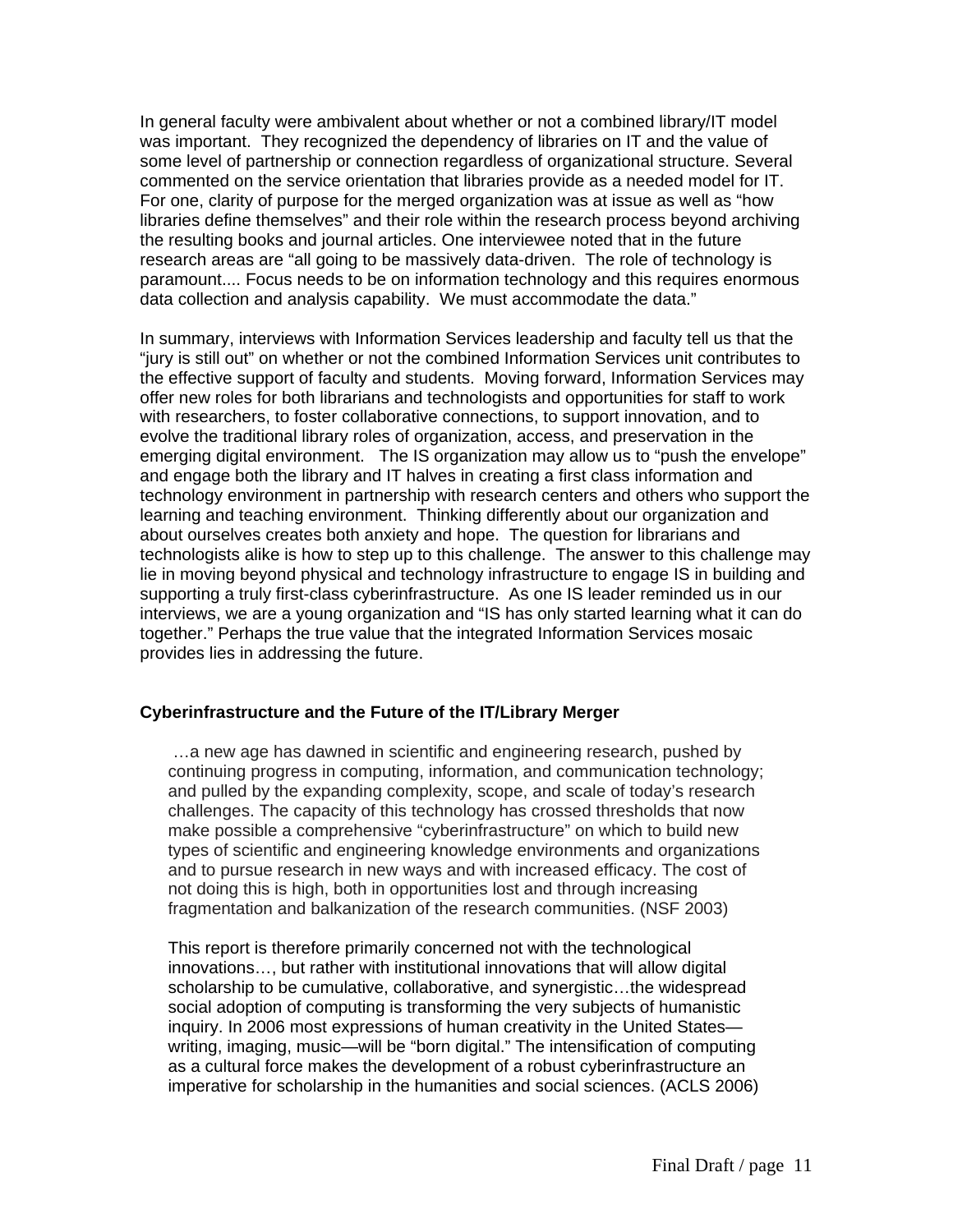In general faculty were ambivalent about whether or not a combined library/IT model was important. They recognized the dependency of libraries on IT and the value of some level of partnership or connection regardless of organizational structure. Several commented on the service orientation that libraries provide as a needed model for IT. For one, clarity of purpose for the merged organization was at issue as well as "how libraries define themselves" and their role within the research process beyond archiving the resulting books and journal articles. One interviewee noted that in the future research areas are "all going to be massively data-driven. The role of technology is paramount.... Focus needs to be on information technology and this requires enormous data collection and analysis capability. We must accommodate the data."

In summary, interviews with Information Services leadership and faculty tell us that the "jury is still out" on whether or not the combined Information Services unit contributes to the effective support of faculty and students. Moving forward, Information Services may offer new roles for both librarians and technologists and opportunities for staff to work with researchers, to foster collaborative connections, to support innovation, and to evolve the traditional library roles of organization, access, and preservation in the emerging digital environment. The IS organization may allow us to "push the envelope" and engage both the library and IT halves in creating a first class information and technology environment in partnership with research centers and others who support the learning and teaching environment. Thinking differently about our organization and about ourselves creates both anxiety and hope. The question for librarians and technologists alike is how to step up to this challenge. The answer to this challenge may lie in moving beyond physical and technology infrastructure to engage IS in building and supporting a truly first-class cyberinfrastructure. As one IS leader reminded us in our interviews, we are a young organization and "IS has only started learning what it can do together." Perhaps the true value that the integrated Information Services mosaic provides lies in addressing the future.

**Cyberinfrastructure and the Future of the IT/Library Merger**

> …a new age has dawned in scientific and engineering research, pushed by continuing progress in computing, information, and communication technology; and pulled by the expanding complexity, scope, and scale of today's research challenges. The capacity of this technology has crossed thresholds that now make possible a comprehensive "cyberinfrastructure" on which to build new types of scientific and engineering knowledge environments and organizations and to pursue research in new ways and with increased efficacy. The cost of not doing this is high, both in opportunities lost and through increasing fragmentation and balkanization of the research communities. (NSF 2003)

> This report is therefore primarily concerned not with the technological innovations…, but rather with institutional innovations that will allow digital scholarship to be cumulative, collaborative, and synergistic…the widespread social adoption of computing is transforming the very subjects of humanistic inquiry. In 2006 most expressions of human creativity in the United States—writing, imaging, music—will be "born digital." The intensification of computing as a cultural force makes the development of a robust cyberinfrastructure an imperative for scholarship in the humanities and social sciences. (ACLS 2006)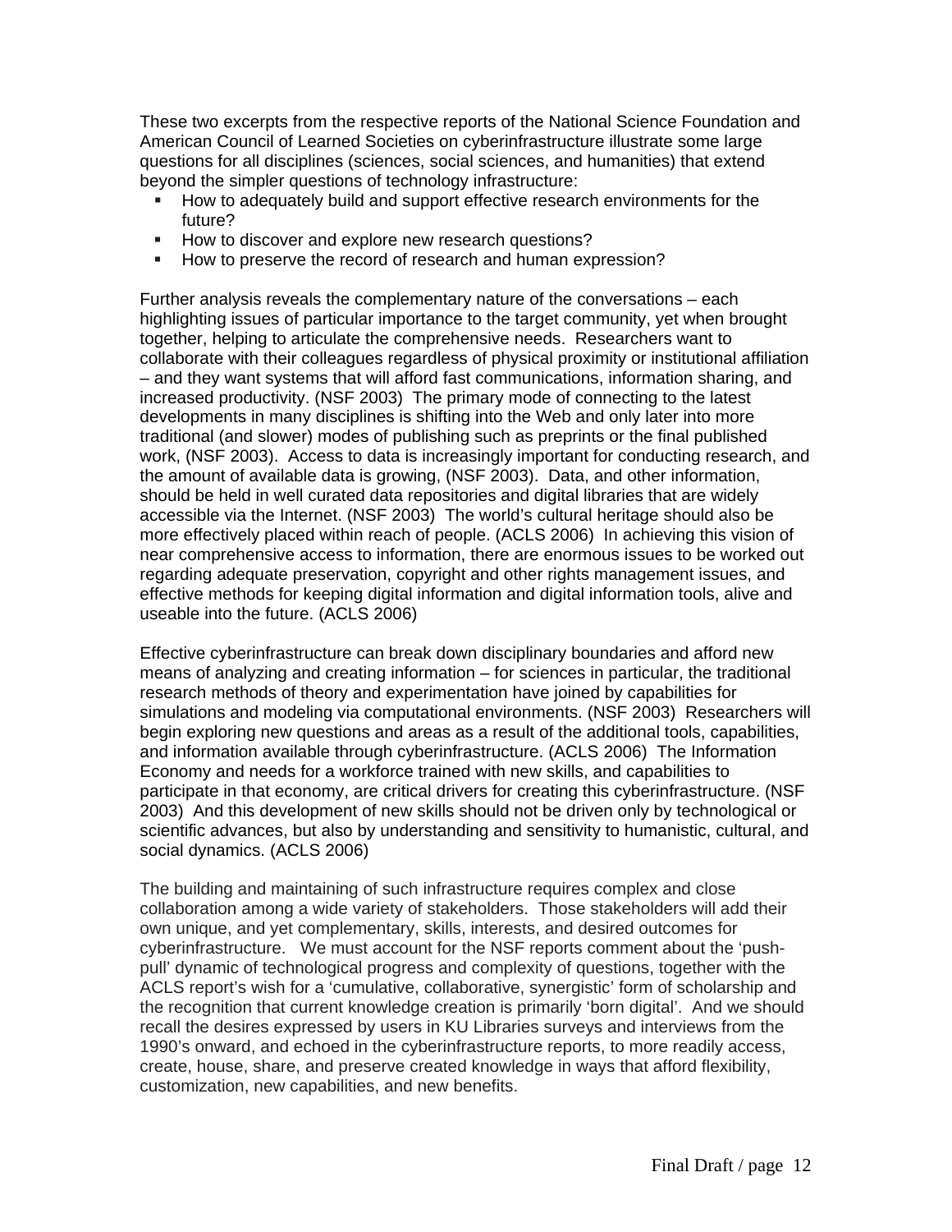These two excerpts from the respective reports of the National Science Foundation and American Council of Learned Societies on cyberinfrastructure illustrate some large questions for all disciplines (sciences, social sciences, and humanities) that extend beyond the simpler questions of technology infrastructure:

- How to adequately build and support effective research environments for the future?
- How to discover and explore new research questions?
- How to preserve the record of research and human expression?

Further analysis reveals the complementary nature of the conversations – each highlighting issues of particular importance to the target community, yet when brought together, helping to articulate the comprehensive needs. Researchers want to collaborate with their colleagues regardless of physical proximity or institutional affiliation – and they want systems that will afford fast communications, information sharing, and increased productivity. (NSF 2003) The primary mode of connecting to the latest developments in many disciplines is shifting into the Web and only later into more traditional (and slower) modes of publishing such as preprints or the final published work, (NSF 2003). Access to data is increasingly important for conducting research, and the amount of available data is growing, (NSF 2003). Data, and other information, should be held in well curated data repositories and digital libraries that are widely accessible via the Internet. (NSF 2003) The world's cultural heritage should also be more effectively placed within reach of people. (ACLS 2006) In achieving this vision of near comprehensive access to information, there are enormous issues to be worked out regarding adequate preservation, copyright and other rights management issues, and effective methods for keeping digital information and digital information tools, alive and useable into the future. (ACLS 2006)

Effective cyberinfrastructure can break down disciplinary boundaries and afford new means of analyzing and creating information – for sciences in particular, the traditional research methods of theory and experimentation have joined by capabilities for simulations and modeling via computational environments. (NSF 2003) Researchers will begin exploring new questions and areas as a result of the additional tools, capabilities, and information available through cyberinfrastructure. (ACLS 2006) The Information Economy and needs for a workforce trained with new skills, and capabilities to participate in that economy, are critical drivers for creating this cyberinfrastructure. (NSF 2003) And this development of new skills should not be driven only by technological or scientific advances, but also by understanding and sensitivity to humanistic, cultural, and social dynamics. (ACLS 2006)

The building and maintaining of such infrastructure requires complex and close collaboration among a wide variety of stakeholders. Those stakeholders will add their own unique, and yet complementary, skills, interests, and desired outcomes for cyberinfrastructure. We must account for the NSF reports comment about the 'push-pull' dynamic of technological progress and complexity of questions, together with the ACLS report's wish for a 'cumulative, collaborative, synergistic' form of scholarship and the recognition that current knowledge creation is primarily 'born digital'. And we should recall the desires expressed by users in KU Libraries surveys and interviews from the 1990's onward, and echoed in the cyberinfrastructure reports, to more readily access, create, house, share, and preserve created knowledge in ways that afford flexibility, customization, new capabilities, and new benefits.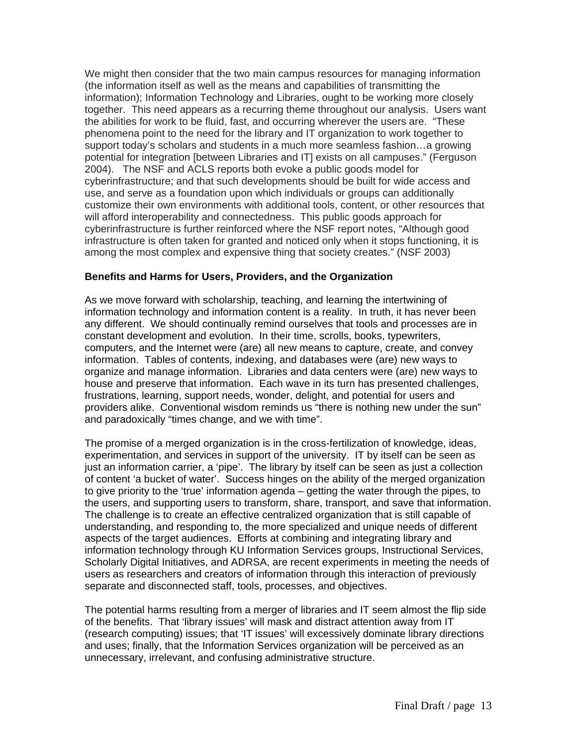We might then consider that the two main campus resources for managing information (the information itself as well as the means and capabilities of transmitting the information); Information Technology and Libraries, ought to be working more closely together. This need appears as a recurring theme throughout our analysis. Users want the abilities for work to be fluid, fast, and occurring wherever the users are. "These phenomena point to the need for the library and IT organization to work together to support today's scholars and students in a much more seamless fashion…a growing potential for integration [between Libraries and IT] exists on all campuses." (Ferguson 2004). The NSF and ACLS reports both evoke a public goods model for cyberinfrastructure; and that such developments should be built for wide access and use, and serve as a foundation upon which individuals or groups can additionally customize their own environments with additional tools, content, or other resources that will afford interoperability and connectedness. This public goods approach for cyberinfrastructure is further reinforced where the NSF report notes, "Although good infrastructure is often taken for granted and noticed only when it stops functioning, it is among the most complex and expensive thing that society creates." (NSF 2003)

**Benefits and Harms for Users, Providers, and the Organization**

As we move forward with scholarship, teaching, and learning the intertwining of information technology and information content is a reality. In truth, it has never been any different. We should continually remind ourselves that tools and processes are in constant development and evolution. In their time, scrolls, books, typewriters, computers, and the Internet were (are) all new means to capture, create, and convey information. Tables of contents, indexing, and databases were (are) new ways to organize and manage information. Libraries and data centers were (are) new ways to house and preserve that information. Each wave in its turn has presented challenges, frustrations, learning, support needs, wonder, delight, and potential for users and providers alike. Conventional wisdom reminds us "there is nothing new under the sun" and paradoxically "times change, and we with time".

The promise of a merged organization is in the cross-fertilization of knowledge, ideas, experimentation, and services in support of the university. IT by itself can be seen as just an information carrier, a 'pipe'. The library by itself can be seen as just a collection of content 'a bucket of water'. Success hinges on the ability of the merged organization to give priority to the 'true' information agenda – getting the water through the pipes, to the users, and supporting users to transform, share, transport, and save that information. The challenge is to create an effective centralized organization that is still capable of understanding, and responding to, the more specialized and unique needs of different aspects of the target audiences. Efforts at combining and integrating library and information technology through KU Information Services groups, Instructional Services, Scholarly Digital Initiatives, and ADRSA, are recent experiments in meeting the needs of users as researchers and creators of information through this interaction of previously separate and disconnected staff, tools, processes, and objectives.

The potential harms resulting from a merger of libraries and IT seem almost the flip side of the benefits. That 'library issues' will mask and distract attention away from IT (research computing) issues; that 'IT issues' will excessively dominate library directions and uses; finally, that the Information Services organization will be perceived as an unnecessary, irrelevant, and confusing administrative structure.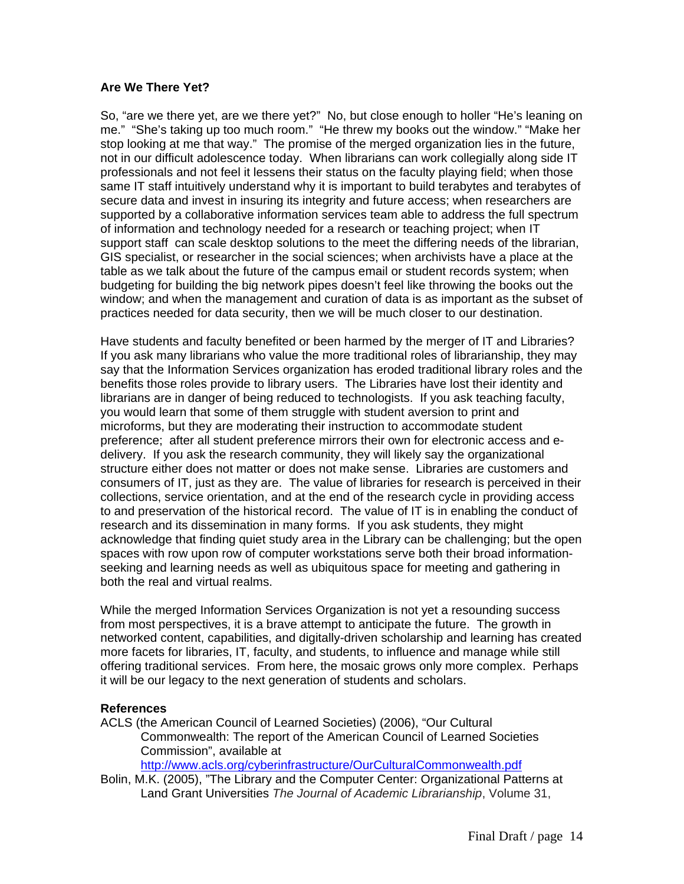## Are We There Yet?

So, "are we there yet, are we there yet?" No, but close enough to holler "He's leaning on me." "She's taking up too much room." "He threw my books out the window." "Make her stop looking at me that way." The promise of the merged organization lies in the future, not in our difficult adolescence today. When librarians can work collegially along side IT professionals and not feel it lessens their status on the faculty playing field; when those same IT staff intuitively understand why it is important to build terabytes and terabytes of secure data and invest in insuring its integrity and future access; when researchers are supported by a collaborative information services team able to address the full spectrum of information and technology needed for a research or teaching project; when IT support staff can scale desktop solutions to the meet the differing needs of the librarian, GIS specialist, or researcher in the social sciences; when archivists have a place at the table as we talk about the future of the campus email or student records system; when budgeting for building the big network pipes doesn't feel like throwing the books out the window; and when the management and curation of data is as important as the subset of practices needed for data security, then we will be much closer to our destination.

Have students and faculty benefited or been harmed by the merger of IT and Libraries? If you ask many librarians who value the more traditional roles of librarianship, they may say that the Information Services organization has eroded traditional library roles and the benefits those roles provide to library users. The Libraries have lost their identity and librarians are in danger of being reduced to technologists. If you ask teaching faculty, you would learn that some of them struggle with student aversion to print and microforms, but they are moderating their instruction to accommodate student preference; after all student preference mirrors their own for electronic access and e-delivery. If you ask the research community, they will likely say the organizational structure either does not matter or does not make sense. Libraries are customers and consumers of IT, just as they are. The value of libraries for research is perceived in their collections, service orientation, and at the end of the research cycle in providing access to and preservation of the historical record. The value of IT is in enabling the conduct of research and its dissemination in many forms. If you ask students, they might acknowledge that finding quiet study area in the Library can be challenging; but the open spaces with row upon row of computer workstations serve both their broad information-seeking and learning needs as well as ubiquitous space for meeting and gathering in both the real and virtual realms.

While the merged Information Services Organization is not yet a resounding success from most perspectives, it is a brave attempt to anticipate the future. The growth in networked content, capabilities, and digitally-driven scholarship and learning has created more facets for libraries, IT, faculty, and students, to influence and manage while still offering traditional services. From here, the mosaic grows only more complex. Perhaps it will be our legacy to the next generation of students and scholars.

### References

ACLS (the American Council of Learned Societies) (2006), "Our Cultural Commonwealth: The report of the American Council of Learned Societies Commission", available at http://www.acls.org/cyberinfrastructure/OurCulturalCommonwealth.pdf

Bolin, M.K. (2005), "The Library and the Computer Center: Organizational Patterns at Land Grant Universities *The Journal of Academic Librarianship*, Volume 31,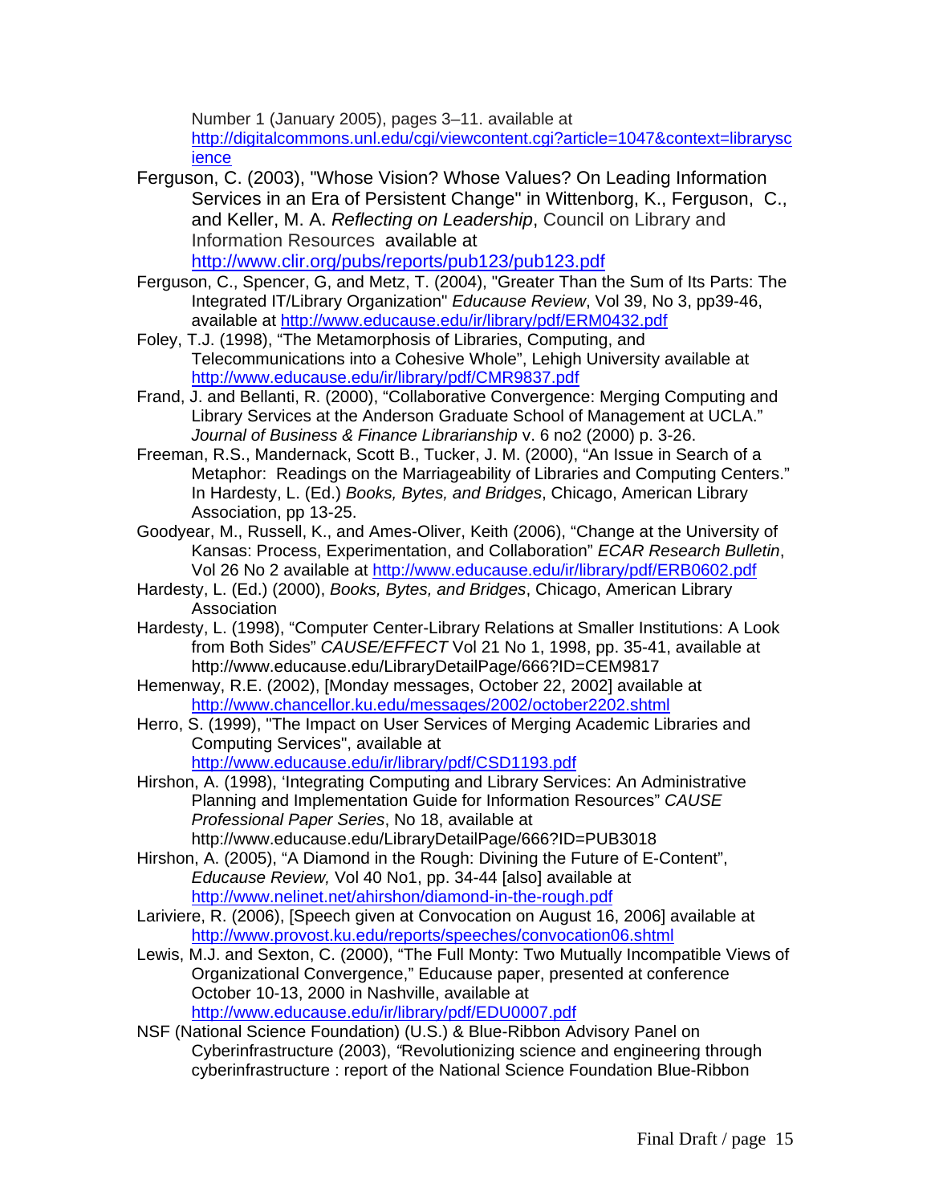Number 1 (January 2005), pages 3–11. available at http://digitalcommons.unl.edu/cgi/viewcontent.cgi?article=1047&context=libraryscience

Ferguson, C. (2003), "Whose Vision? Whose Values? On Leading Information Services in an Era of Persistent Change" in Wittenborg, K., Ferguson, C., and Keller, M. A. *Reflecting on Leadership*, Council on Library and Information Resources available at http://www.clir.org/pubs/reports/pub123/pub123.pdf

Ferguson, C., Spencer, G, and Metz, T. (2004), "Greater Than the Sum of Its Parts: The Integrated IT/Library Organization" *Educause Review*, Vol 39, No 3, pp39-46, available at http://www.educause.edu/ir/library/pdf/ERM0432.pdf

Foley, T.J. (1998), "The Metamorphosis of Libraries, Computing, and Telecommunications into a Cohesive Whole", Lehigh University available at http://www.educause.edu/ir/library/pdf/CMR9837.pdf

Frand, J. and Bellanti, R. (2000), "Collaborative Convergence: Merging Computing and Library Services at the Anderson Graduate School of Management at UCLA." *Journal of Business & Finance Librarianship* v. 6 no2 (2000) p. 3-26.

Freeman, R.S., Mandernack, Scott B., Tucker, J. M. (2000), "An Issue in Search of a Metaphor: Readings on the Marriageability of Libraries and Computing Centers." In Hardesty, L. (Ed.) *Books, Bytes, and Bridges*, Chicago, American Library Association, pp 13-25.

Goodyear, M., Russell, K., and Ames-Oliver, Keith (2006), "Change at the University of Kansas: Process, Experimentation, and Collaboration" *ECAR Research Bulletin*, Vol 26 No 2 available at http://www.educause.edu/ir/library/pdf/ERB0602.pdf

Hardesty, L. (Ed.) (2000), *Books, Bytes, and Bridges*, Chicago, American Library Association

Hardesty, L. (1998), "Computer Center-Library Relations at Smaller Institutions: A Look from Both Sides" *CAUSE/EFFECT* Vol 21 No 1, 1998, pp. 35-41, available at http://www.educause.edu/LibraryDetailPage/666?ID=CEM9817

Hemenway, R.E. (2002), [Monday messages, October 22, 2002] available at http://www.chancellor.ku.edu/messages/2002/october2202.shtml

Herro, S. (1999), "The Impact on User Services of Merging Academic Libraries and Computing Services", available at http://www.educause.edu/ir/library/pdf/CSD1193.pdf

Hirshon, A. (1998), 'Integrating Computing and Library Services: An Administrative Planning and Implementation Guide for Information Resources" *CAUSE Professional Paper Series*, No 18, available at http://www.educause.edu/LibraryDetailPage/666?ID=PUB3018

Hirshon, A. (2005), "A Diamond in the Rough: Divining the Future of E-Content", *Educause Review,* Vol 40 No1, pp. 34-44 [also] available at http://www.nelinet.net/ahirshon/diamond-in-the-rough.pdf

Lariviere, R. (2006), [Speech given at Convocation on August 16, 2006] available at http://www.provost.ku.edu/reports/speeches/convocation06.shtml

Lewis, M.J. and Sexton, C. (2000), "The Full Monty: Two Mutually Incompatible Views of Organizational Convergence," Educause paper, presented at conference October 10-13, 2000 in Nashville, available at http://www.educause.edu/ir/library/pdf/EDU0007.pdf

NSF (National Science Foundation) (U.S.) & Blue-Ribbon Advisory Panel on Cyberinfrastructure (2003), "Revolutionizing science and engineering through cyberinfrastructure : report of the National Science Foundation Blue-Ribbon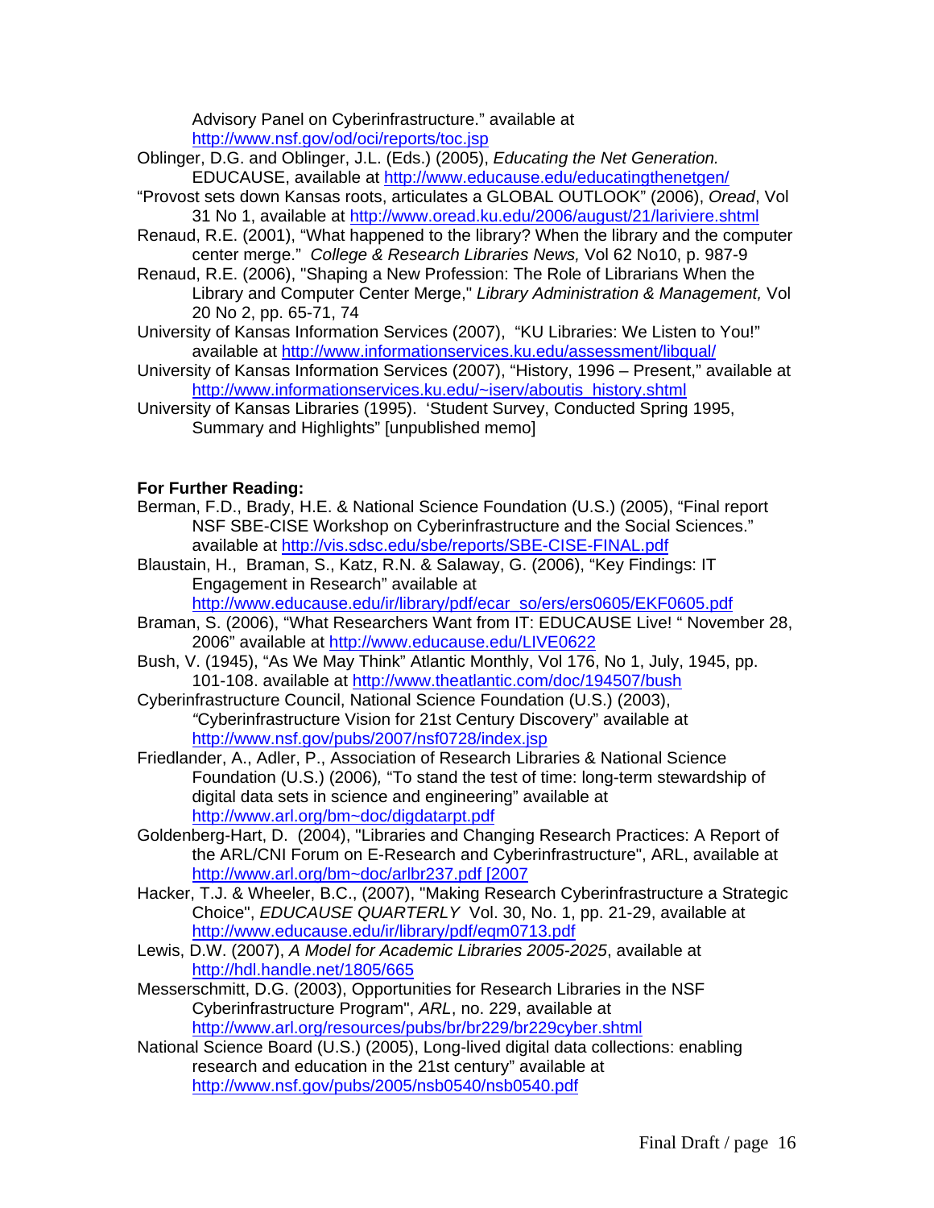Advisory Panel on Cyberinfrastructure." available at http://www.nsf.gov/od/oci/reports/toc.jsp

Oblinger, D.G. and Oblinger, J.L. (Eds.) (2005), *Educating the Net Generation.* EDUCAUSE, available at http://www.educause.edu/educatingthenetgen/

"Provost sets down Kansas roots, articulates a GLOBAL OUTLOOK" (2006), *Oread*, Vol 31 No 1, available at http://www.oread.ku.edu/2006/august/21/lariviere.shtml

Renaud, R.E. (2001), "What happened to the library? When the library and the computer center merge." *College & Research Libraries News,* Vol 62 No10, p. 987-9

Renaud, R.E. (2006), "Shaping a New Profession: The Role of Librarians When the Library and Computer Center Merge," *Library Administration & Management,* Vol 20 No 2, pp. 65-71, 74

University of Kansas Information Services (2007), "KU Libraries: We Listen to You!" available at http://www.informationservices.ku.edu/assessment/libqual/

University of Kansas Information Services (2007), "History, 1996 – Present," available at http://www.informationservices.ku.edu/~iserv/aboutis_history.shtml

University of Kansas Libraries (1995). 'Student Survey, Conducted Spring 1995, Summary and Highlights" [unpublished memo]

**For Further Reading:**

Berman, F.D., Brady, H.E. & National Science Foundation (U.S.) (2005), "Final report NSF SBE-CISE Workshop on Cyberinfrastructure and the Social Sciences." available at http://vis.sdsc.edu/sbe/reports/SBE-CISE-FINAL.pdf

Blaustain, H., Braman, S., Katz, R.N. & Salaway, G. (2006), "Key Findings: IT Engagement in Research" available at http://www.educause.edu/ir/library/pdf/ecar_so/ers/ers0605/EKF0605.pdf

Braman, S. (2006), "What Researchers Want from IT: EDUCAUSE Live! " November 28, 2006" available at http://www.educause.edu/LIVE0622

Bush, V. (1945), "As We May Think" Atlantic Monthly, Vol 176, No 1, July, 1945, pp. 101-108. available at http://www.theatlantic.com/doc/194507/bush

Cyberinfrastructure Council, National Science Foundation (U.S.) (2003), "Cyberinfrastructure Vision for 21st Century Discovery" available at http://www.nsf.gov/pubs/2007/nsf0728/index.jsp

Friedlander, A., Adler, P., Association of Research Libraries & National Science Foundation (U.S.) (2006)*,* "To stand the test of time: long-term stewardship of digital data sets in science and engineering" available at http://www.arl.org/bm~doc/digdatarpt.pdf

Goldenberg-Hart, D. (2004), "Libraries and Changing Research Practices: A Report of the ARL/CNI Forum on E-Research and Cyberinfrastructure", ARL, available at http://www.arl.org/bm~doc/arlbr237.pdf [2007

Hacker, T.J. & Wheeler, B.C., (2007), "Making Research Cyberinfrastructure a Strategic Choice", *EDUCAUSE QUARTERLY* Vol. 30, No. 1, pp. 21-29, available at http://www.educause.edu/ir/library/pdf/eqm0713.pdf

Lewis, D.W. (2007), *A Model for Academic Libraries 2005-2025*, available at http://hdl.handle.net/1805/665

Messerschmitt, D.G. (2003), Opportunities for Research Libraries in the NSF Cyberinfrastructure Program", *ARL*, no. 229, available at http://www.arl.org/resources/pubs/br/br229/br229cyber.shtml

National Science Board (U.S.) (2005), Long-lived digital data collections: enabling research and education in the 21st century" available at http://www.nsf.gov/pubs/2005/nsb0540/nsb0540.pdf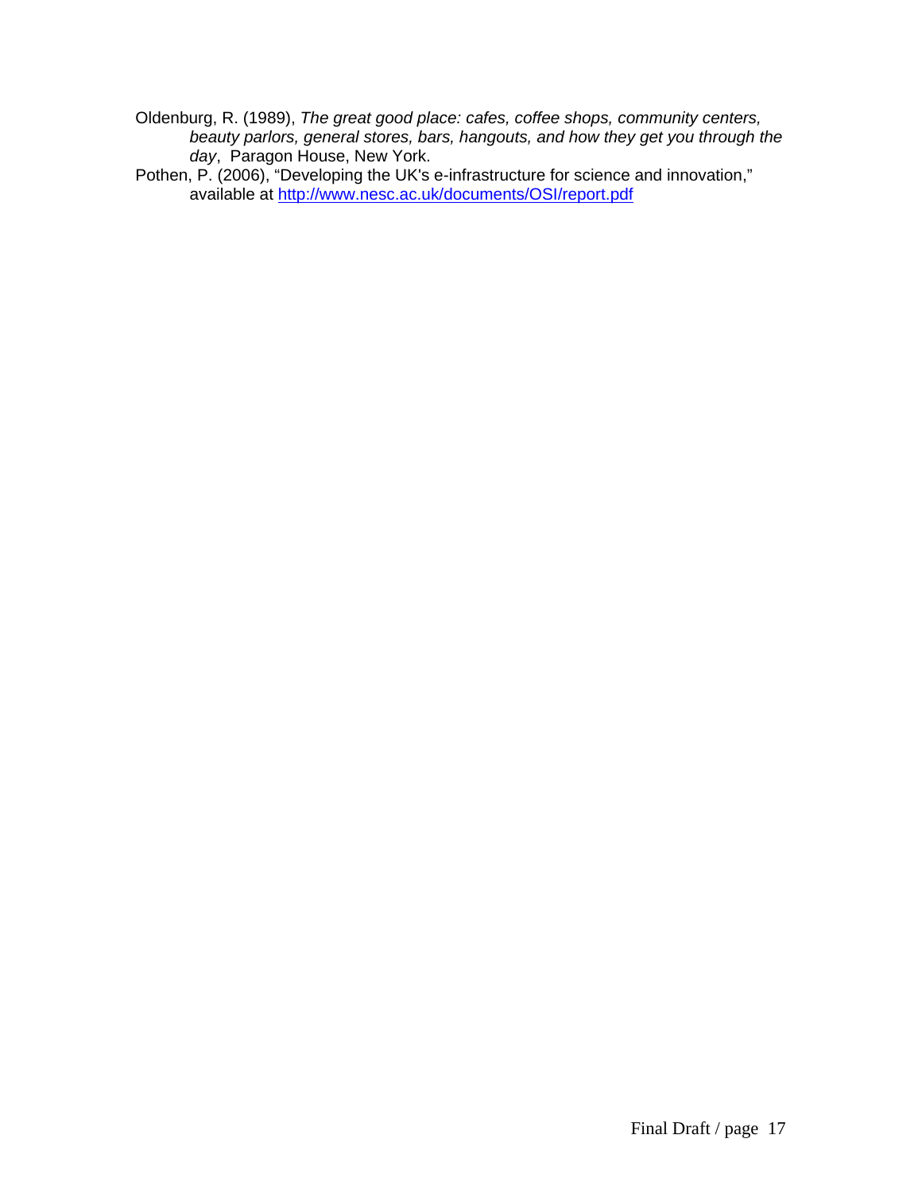Oldenburg, R. (1989), *The great good place: cafes, coffee shops, community centers, beauty parlors, general stores, bars, hangouts, and how they get you through the day*, Paragon House, New York.

Pothen, P. (2006), "Developing the UK's e-infrastructure for science and innovation," available at http://www.nesc.ac.uk/documents/OSI/report.pdf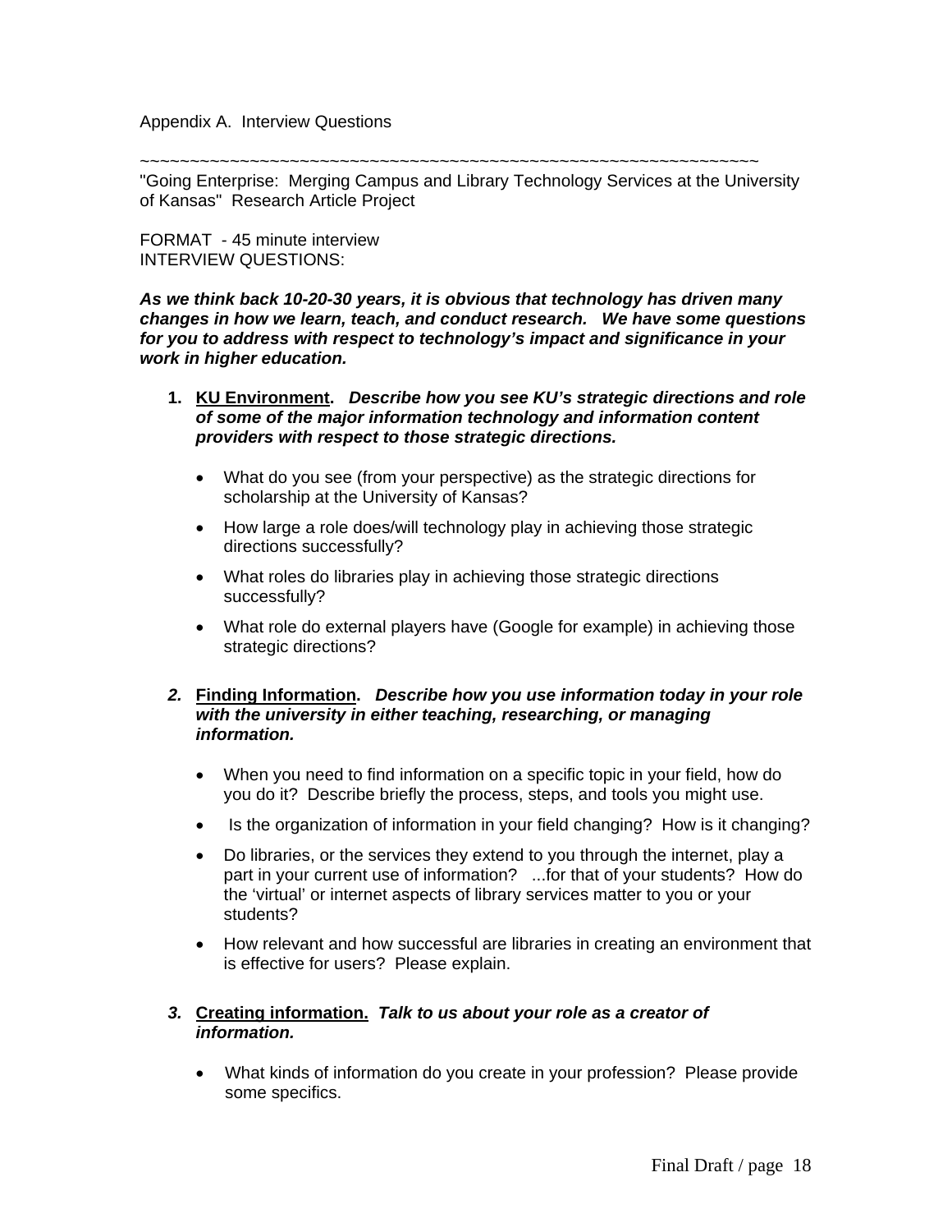Appendix A. Interview Questions

~~~~~~~~~~~~~~~~~~~~~~~~~~~~~~~~~~~~~~~~~~~~~~~~~~~~~~~~~~~~~~~~~~~~

"Going Enterprise: Merging Campus and Library Technology Services at the University of Kansas" Research Article Project

FORMAT - 45 minute interview
INTERVIEW QUESTIONS:

***As we think back 10-20-30 years, it is obvious that technology has driven many changes in how we learn, teach, and conduct research. We have some questions for you to address with respect to technology's impact and significance in your work in higher education.***

1. **<u>KU Environment</u>.** ***Describe how you see KU's strategic directions and role of some of the major information technology and information content providers with respect to those strategic directions.***

   - What do you see (from your perspective) as the strategic directions for scholarship at the University of Kansas?
   - How large a role does/will technology play in achieving those strategic directions successfully?
   - What roles do libraries play in achieving those strategic directions successfully?
   - What role do external players have (Google for example) in achieving those strategic directions?

2. **<u>Finding Information</u>.** ***Describe how you use information today in your role with the university in either teaching, researching, or managing information.***

   - When you need to find information on a specific topic in your field, how do you do it? Describe briefly the process, steps, and tools you might use.
   - Is the organization of information in your field changing? How is it changing?
   - Do libraries, or the services they extend to you through the internet, play a part in your current use of information? ...for that of your students? How do the 'virtual' or internet aspects of library services matter to you or your students?
   - How relevant and how successful are libraries in creating an environment that is effective for users? Please explain.

3. **<u>Creating information.</u>** ***Talk to us about your role as a creator of information.***

   - What kinds of information do you create in your profession? Please provide some specifics.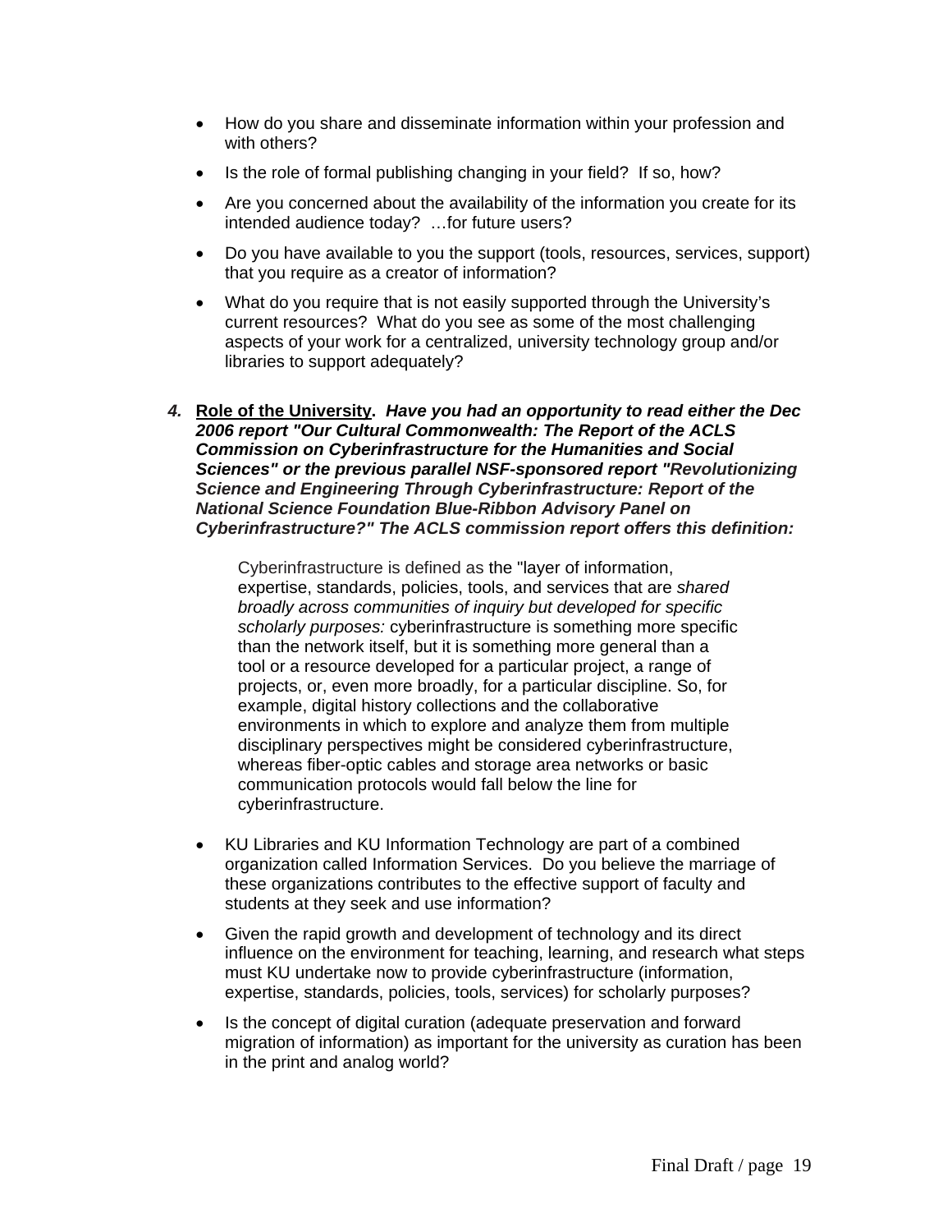- How do you share and disseminate information within your profession and with others?
- Is the role of formal publishing changing in your field? If so, how?
- Are you concerned about the availability of the information you create for its intended audience today? …for future users?
- Do you have available to you the support (tools, resources, services, support) that you require as a creator of information?
- What do you require that is not easily supported through the University's current resources? What do you see as some of the most challenging aspects of your work for a centralized, university technology group and/or libraries to support adequately?

4. **Role of the University**. ***Have you had an opportunity to read either the Dec 2006 report "Our Cultural Commonwealth: The Report of the ACLS Commission on Cyberinfrastructure for the Humanities and Social Sciences" or the previous parallel NSF-sponsored report "Revolutionizing Science and Engineering Through Cyberinfrastructure: Report of the National Science Foundation Blue-Ribbon Advisory Panel on Cyberinfrastructure?" The ACLS commission report offers this definition:***

> Cyberinfrastructure is defined as the "layer of information, expertise, standards, policies, tools, and services that are *shared broadly across communities of inquiry but developed for specific scholarly purposes:* cyberinfrastructure is something more specific than the network itself, but it is something more general than a tool or a resource developed for a particular project, a range of projects, or, even more broadly, for a particular discipline. So, for example, digital history collections and the collaborative environments in which to explore and analyze them from multiple disciplinary perspectives might be considered cyberinfrastructure, whereas fiber-optic cables and storage area networks or basic communication protocols would fall below the line for cyberinfrastructure.

- KU Libraries and KU Information Technology are part of a combined organization called Information Services. Do you believe the marriage of these organizations contributes to the effective support of faculty and students at they seek and use information?
- Given the rapid growth and development of technology and its direct influence on the environment for teaching, learning, and research what steps must KU undertake now to provide cyberinfrastructure (information, expertise, standards, policies, tools, services) for scholarly purposes?
- Is the concept of digital curation (adequate preservation and forward migration of information) as important for the university as curation has been in the print and analog world?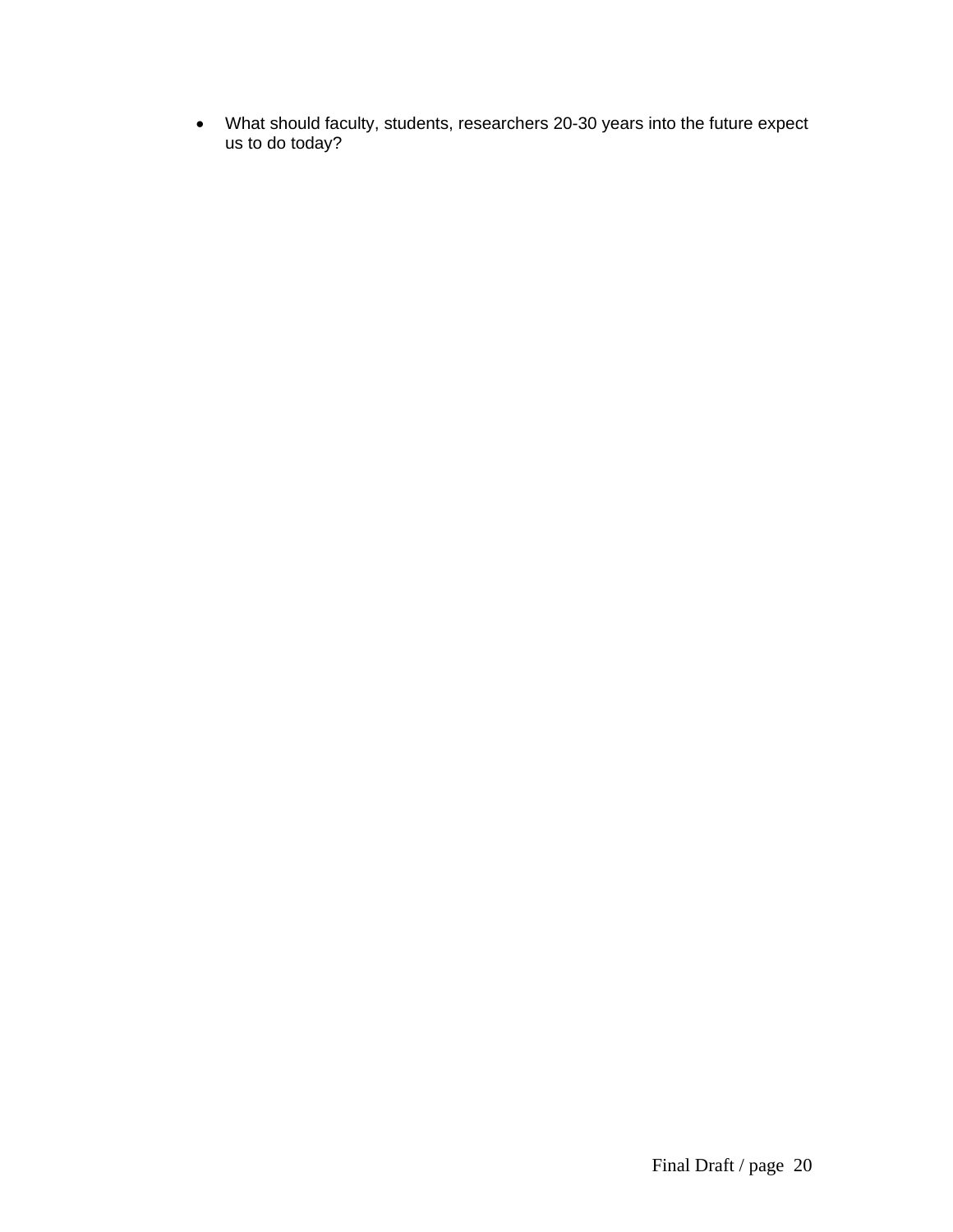- What should faculty, students, researchers 20-30 years into the future expect us to do today?